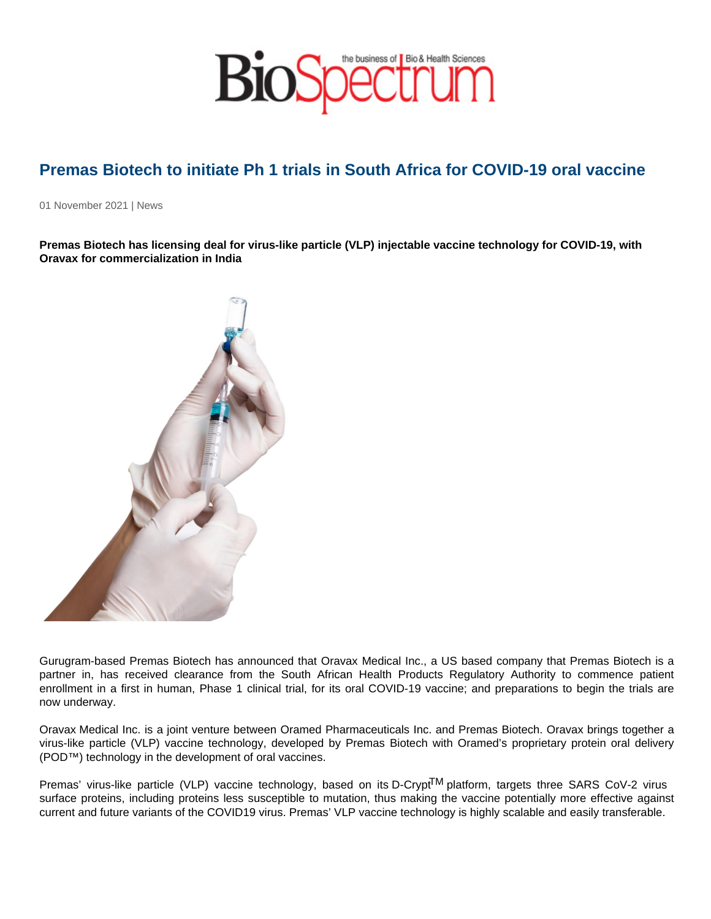# Premas Biotech to initiate Ph 1 trials in South Africa for COVID-19 oral vaccine

01 November 2021 | News

**Premas Biotech has licensing deal for virus-like particle (VLP) injectable vaccine technology for COVID-19, with Oravax for commercialization in India**

Gurugram-based Premas Biotech has announced that Oravax Medical Inc., a US based company that Premas Biotech is a partner in, has received clearance from the South African Health Products Regulatory Authority to commence patient enrollment in a first in human, Phase 1 clinical trial, for its oral COVID-19 vaccine; and preparations to begin the trials are now underway.

Oravax Medical Inc. is a joint venture between Oramed Pharmaceuticals Inc. and Premas Biotech. Oravax brings together a virus-like particle (VLP) vaccine technology, developed by Premas Biotech with Oramed's proprietary protein oral delivery (POD™) technology in the development of oral vaccines.

Premas' virus-like particle (VLP) vaccine technology, based on its D-Crypt™ platform, targets three SARS CoV-2 virus surface proteins, including proteins less susceptible to mutation, thus making the vaccine potentially more effective against current and future variants of the COVID19 virus. Premas' VLP vaccine technology is highly scalable and easily transferable.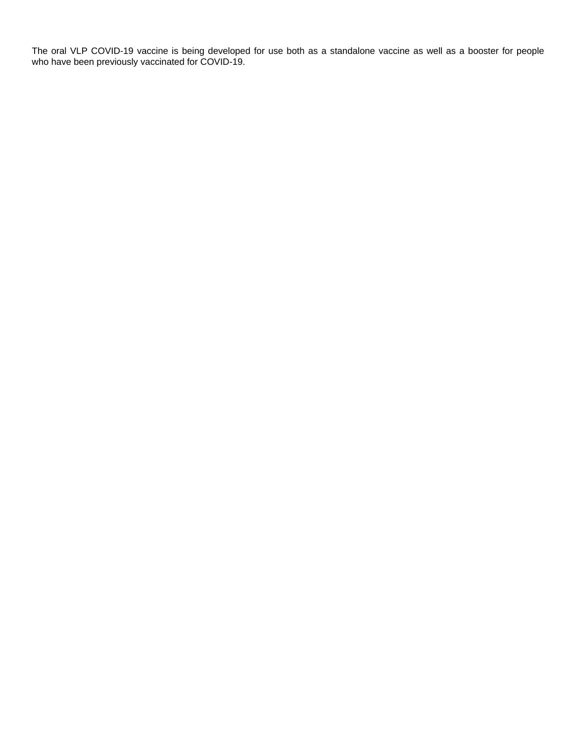The oral VLP COVID-19 vaccine is being developed for use both as a standalone vaccine as well as a booster for people who have been previously vaccinated for COVID-19.